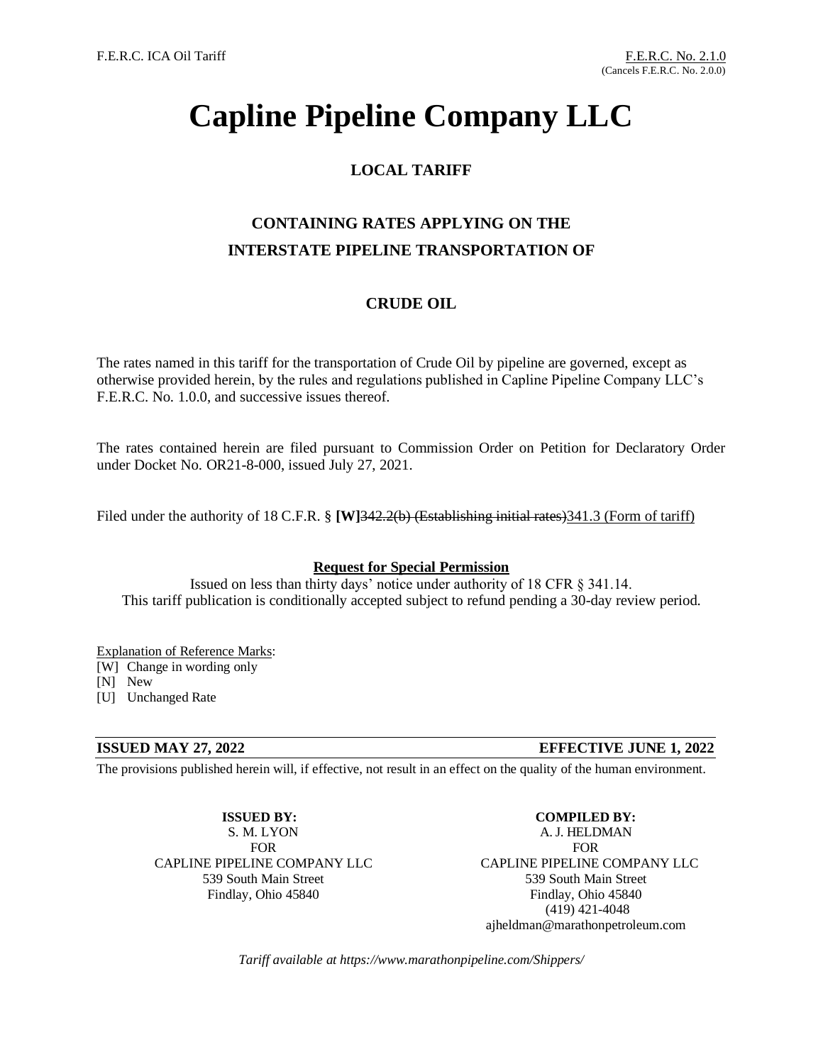F.E.R.C. ICA Oil Tariff

F.E.R.C. No. 2.1.0
(Cancels F.E.R.C. No. 2.0.0)

# Capline Pipeline Company LLC

## LOCAL TARIFF

## CONTAINING RATES APPLYING ON THE INTERSTATE PIPELINE TRANSPORTATION OF

## CRUDE OIL

The rates named in this tariff for the transportation of Crude Oil by pipeline are governed, except as otherwise provided herein, by the rules and regulations published in Capline Pipeline Company LLC's F.E.R.C. No. 1.0.0, and successive issues thereof.

The rates contained herein are filed pursuant to Commission Order on Petition for Declaratory Order under Docket No. OR21-8-000, issued July 27, 2021.

Filed under the authority of 18 C.F.R. § **[W]**~~342.2(b) (Establishing initial rates)~~341.3 (Form of tariff)

**Request for Special Permission**

Issued on less than thirty days' notice under authority of 18 CFR § 341.14.
This tariff publication is conditionally accepted subject to refund pending a 30-day review period.

Explanation of Reference Marks:
[W] Change in wording only
[N] New
[U] Unchanged Rate

**ISSUED MAY 27, 2022** **EFFECTIVE JUNE 1, 2022**

The provisions published herein will, if effective, not result in an effect on the quality of the human environment.

**ISSUED BY:**
S. M. LYON
FOR
CAPLINE PIPELINE COMPANY LLC
539 South Main Street
Findlay, Ohio 45840

**COMPILED BY:**
A. J. HELDMAN
FOR
CAPLINE PIPELINE COMPANY LLC
539 South Main Street
Findlay, Ohio 45840
(419) 421-4048
ajheldman@marathonpetroleum.com

*Tariff available at https://www.marathonpipeline.com/Shippers/*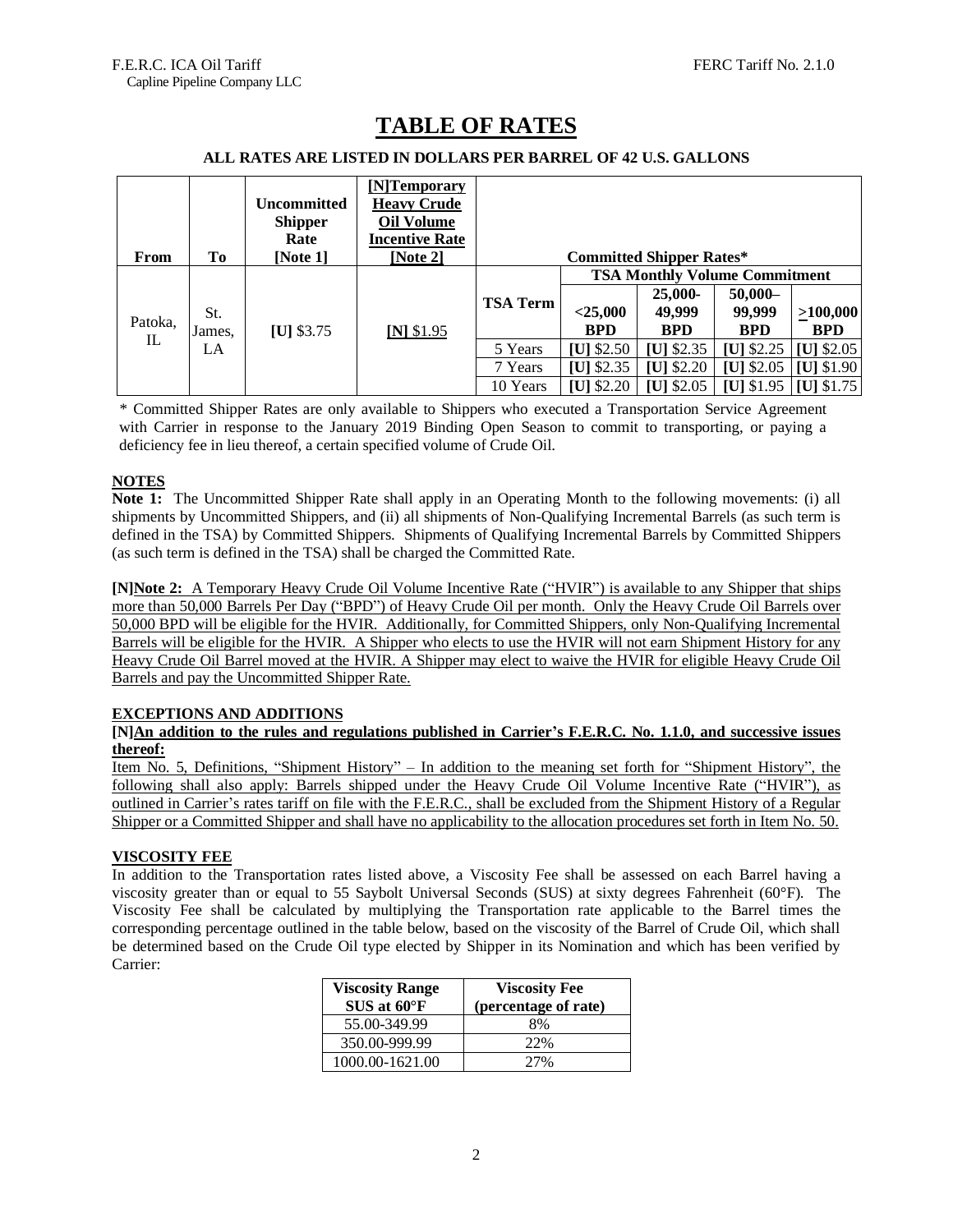F.E.R.C. ICA Oil Tariff
Capline Pipeline Company LLC

FERC Tariff No. 2.1.0

# TABLE OF RATES

**ALL RATES ARE LISTED IN DOLLARS PER BARREL OF 42 U.S. GALLONS**

| From | To | Uncommitted Shipper Rate [Note 1] | [N]Temporary Heavy Crude Oil Volume Incentive Rate [Note 2] | Committed Shipper Rates* | | | | |
|---|---|---|---|---|---|---|---|---|
| | | | | | TSA Monthly Volume Commitment | | | |
| | | | | TSA Term | <25,000 BPD | 25,000-49,999 BPD | 50,000–99,999 BPD | >100,000 BPD |
| Patoka, IL | St. James, LA | [U] $3.75 | [N] $1.95 | 5 Years | [U] $2.50 | [U] $2.35 | [U] $2.25 | [U] $2.05 |
| | | | | 7 Years | [U] $2.35 | [U] $2.20 | [U] $2.05 | [U] $1.90 |
| | | | | 10 Years | [U] $2.20 | [U] $2.05 | [U] $1.95 | [U] $1.75 |

\* Committed Shipper Rates are only available to Shippers who executed a Transportation Service Agreement with Carrier in response to the January 2019 Binding Open Season to commit to transporting, or paying a deficiency fee in lieu thereof, a certain specified volume of Crude Oil.

## NOTES

**Note 1:** The Uncommitted Shipper Rate shall apply in an Operating Month to the following movements: (i) all shipments by Uncommitted Shippers, and (ii) all shipments of Non-Qualifying Incremental Barrels (as such term is defined in the TSA) by Committed Shippers. Shipments of Qualifying Incremental Barrels by Committed Shippers (as such term is defined in the TSA) shall be charged the Committed Rate.

**[N]Note 2:** A Temporary Heavy Crude Oil Volume Incentive Rate ("HVIR") is available to any Shipper that ships more than 50,000 Barrels Per Day ("BPD") of Heavy Crude Oil per month. Only the Heavy Crude Oil Barrels over 50,000 BPD will be eligible for the HVIR. Additionally, for Committed Shippers, only Non-Qualifying Incremental Barrels will be eligible for the HVIR. A Shipper who elects to use the HVIR will not earn Shipment History for any Heavy Crude Oil Barrel moved at the HVIR. A Shipper may elect to waive the HVIR for eligible Heavy Crude Oil Barrels and pay the Uncommitted Shipper Rate.

## EXCEPTIONS AND ADDITIONS

**[N]An addition to the rules and regulations published in Carrier's F.E.R.C. No. 1.1.0, and successive issues thereof:**

Item No. 5, Definitions, "Shipment History" – In addition to the meaning set forth for "Shipment History", the following shall also apply: Barrels shipped under the Heavy Crude Oil Volume Incentive Rate ("HVIR"), as outlined in Carrier's rates tariff on file with the F.E.R.C., shall be excluded from the Shipment History of a Regular Shipper or a Committed Shipper and shall have no applicability to the allocation procedures set forth in Item No. 50.

## VISCOSITY FEE

In addition to the Transportation rates listed above, a Viscosity Fee shall be assessed on each Barrel having a viscosity greater than or equal to 55 Saybolt Universal Seconds (SUS) at sixty degrees Fahrenheit (60°F). The Viscosity Fee shall be calculated by multiplying the Transportation rate applicable to the Barrel times the corresponding percentage outlined in the table below, based on the viscosity of the Barrel of Crude Oil, which shall be determined based on the Crude Oil type elected by Shipper in its Nomination and which has been verified by Carrier:

| Viscosity Range SUS at 60°F | Viscosity Fee (percentage of rate) |
|---|---|
| 55.00-349.99 | 8% |
| 350.00-999.99 | 22% |
| 1000.00-1621.00 | 27% |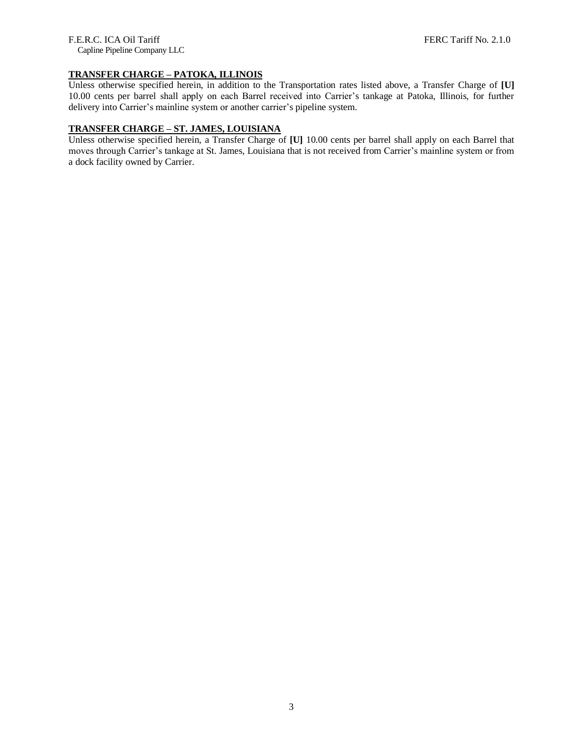**TRANSFER CHARGE – PATOKA, ILLINOIS**

Unless otherwise specified herein, in addition to the Transportation rates listed above, a Transfer Charge of **[U]** 10.00 cents per barrel shall apply on each Barrel received into Carrier's tankage at Patoka, Illinois, for further delivery into Carrier's mainline system or another carrier's pipeline system.

**TRANSFER CHARGE – ST. JAMES, LOUISIANA**

Unless otherwise specified herein, a Transfer Charge of **[U]** 10.00 cents per barrel shall apply on each Barrel that moves through Carrier's tankage at St. James, Louisiana that is not received from Carrier's mainline system or from a dock facility owned by Carrier.